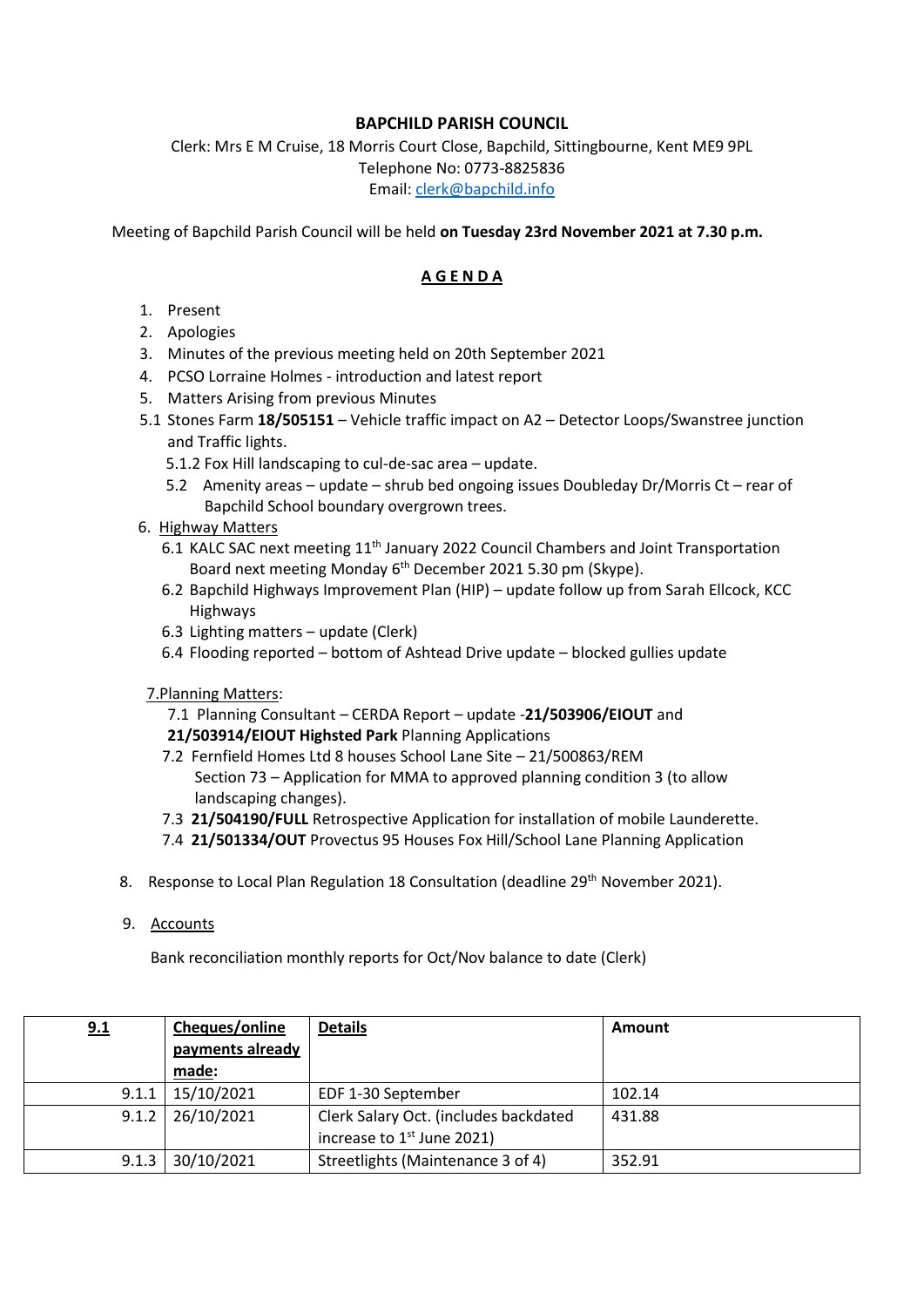**BAPCHILD PARISH COUNCIL**

Clerk: Mrs E M Cruise, 18 Morris Court Close, Bapchild, Sittingbourne, Kent ME9 9PL
Telephone No: 0773-8825836
Email: clerk@bapchild.info

Meeting of Bapchild Parish Council will be held **on Tuesday 23rd November 2021 at 7.30 p.m.**

**A G E N D A**

1. Present
2. Apologies
3. Minutes of the previous meeting held on 20th September 2021
4. PCSO Lorraine Holmes - introduction and latest report
5. Matters Arising from previous Minutes

5.1 Stones Farm **18/505151** – Vehicle traffic impact on A2 – Detector Loops/Swanstree junction and Traffic lights.

5.1.2 Fox Hill landscaping to cul-de-sac area – update.

5.2 Amenity areas – update – shrub bed ongoing issues Doubleday Dr/Morris Ct – rear of Bapchild School boundary overgrown trees.

6. Highway Matters

6.1 KALC SAC next meeting 11th January 2022 Council Chambers and Joint Transportation Board next meeting Monday 6th December 2021 5.30 pm (Skype).

6.2 Bapchild Highways Improvement Plan (HIP) – update follow up from Sarah Ellcock, KCC Highways

6.3 Lighting matters – update (Clerk)

6.4 Flooding reported – bottom of Ashtead Drive update – blocked gullies update

7. Planning Matters:

7.1 Planning Consultant – CERDA Report – update -**21/503906/EIOUT** and **21/503914/EIOUT Highsted Park** Planning Applications

7.2 Fernfield Homes Ltd 8 houses School Lane Site – 21/500863/REM Section 73 – Application for MMA to approved planning condition 3 (to allow landscaping changes).

7.3 **21/504190/FULL** Retrospective Application for installation of mobile Launderette.

7.4 **21/501334/OUT** Provectus 95 Houses Fox Hill/School Lane Planning Application

8. Response to Local Plan Regulation 18 Consultation (deadline 29th November 2021).

9. Accounts

Bank reconciliation monthly reports for Oct/Nov balance to date (Clerk)

| 9.1 | Cheques/online payments already made: | Details | Amount |
|---|---|---|---|
| 9.1.1 | 15/10/2021 | EDF 1-30 September | 102.14 |
| 9.1.2 | 26/10/2021 | Clerk Salary Oct. (includes backdated increase to 1st June 2021) | 431.88 |
| 9.1.3 | 30/10/2021 | Streetlights (Maintenance 3 of 4) | 352.91 |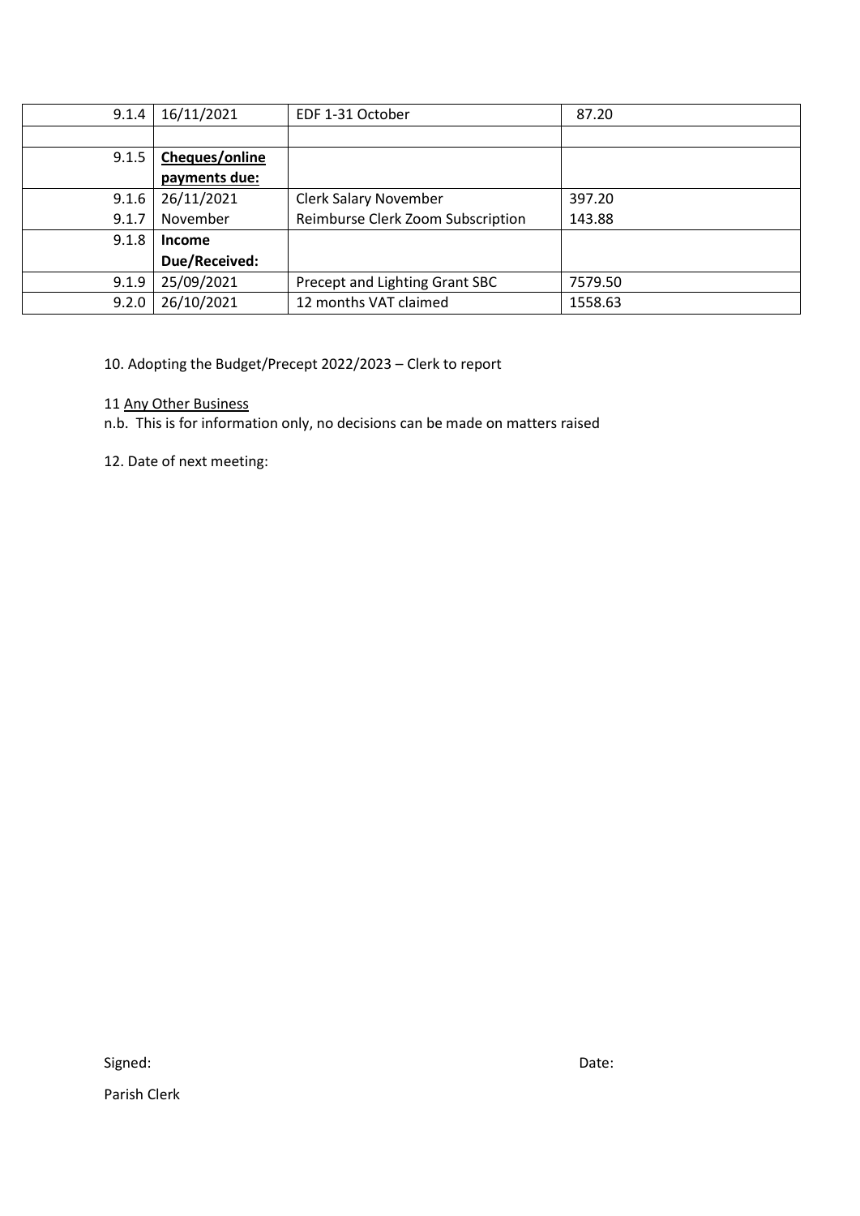| | | | |
|---|---|---|---|
| 9.1.4 | 16/11/2021 | EDF 1-31 October | 87.20 |
| | | | |
| 9.1.5 | **Cheques/online payments due:** | | |
| 9.1.6 | 26/11/2021 | Clerk Salary November | 397.20 |
| 9.1.7 | November | Reimburse Clerk Zoom Subscription | 143.88 |
| 9.1.8 | **Income Due/Received:** | | |
| 9.1.9 | 25/09/2021 | Precept and Lighting Grant SBC | 7579.50 |
| 9.2.0 | 26/10/2021 | 12 months VAT claimed | 1558.63 |

10. Adopting the Budget/Precept 2022/2023 – Clerk to report

11 Any Other Business

n.b. This is for information only, no decisions can be made on matters raised

12. Date of next meeting:

Signed: Date:

Parish Clerk